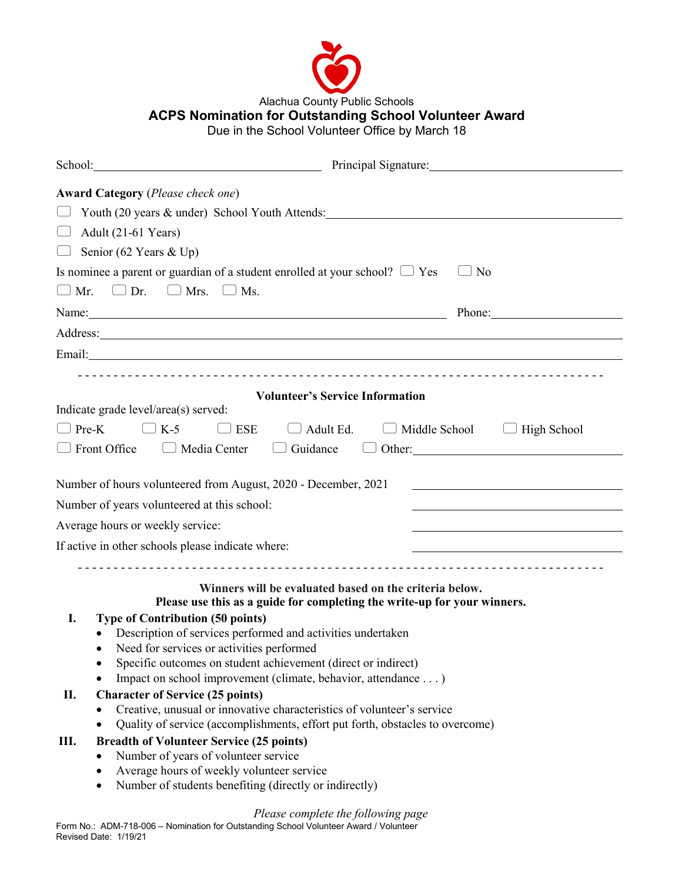Alachua County Public Schools

# ACPS Nomination for Outstanding School Volunteer Award

Due in the School Volunteer Office by March 18

School: ______________________ Principal Signature: ______________________

**Award Category** (*Please check one*)

- ☐ Youth (20 years & under) School Youth Attends: ______________________
- ☐ Adult (21-61 Years)
- ☐ Senior (62 Years & Up)

Is nominee a parent or guardian of a student enrolled at your school? ☐ Yes ☐ No

☐ Mr. ☐ Dr. ☐ Mrs. ☐ Ms.

Name: ______________________ Phone: ______________________

Address: ______________________

Email: ______________________

- - - - - - - - - - - - - - - - - - - - - - - - - - - - - - - - - - - - - - - -

**Volunteer's Service Information**

Indicate grade level/area(s) served:

☐ Pre-K ☐ K-5 ☐ ESE ☐ Adult Ed. ☐ Middle School ☐ High School

☐ Front Office ☐ Media Center ☐ Guidance ☐ Other: ______________________

Number of hours volunteered from August, 2020 - December, 2021 ______________________

Number of years volunteered at this school: ______________________

Average hours or weekly service: ______________________

If active in other schools please indicate where: ______________________

- - - - - - - - - - - - - - - - - - - - - - - - - - - - - - - - - - - - - - - -

**Winners will be evaluated based on the criteria below.**
**Please use this as a guide for completing the write-up for your winners.**

**I. Type of Contribution (50 points)**

- Description of services performed and activities undertaken
- Need for services or activities performed
- Specific outcomes on student achievement (direct or indirect)
- Impact on school improvement (climate, behavior, attendance . . . )

**II. Character of Service (25 points)**

- Creative, unusual or innovative characteristics of volunteer's service
- Quality of service (accomplishments, effort put forth, obstacles to overcome)

**III. Breadth of Volunteer Service (25 points)**

- Number of years of volunteer service
- Average hours of weekly volunteer service
- Number of students benefiting (directly or indirectly)

*Please complete the following page*

Form No.: ADM-718-006 – Nomination for Outstanding School Volunteer Award / Volunteer
Revised Date: 1/19/21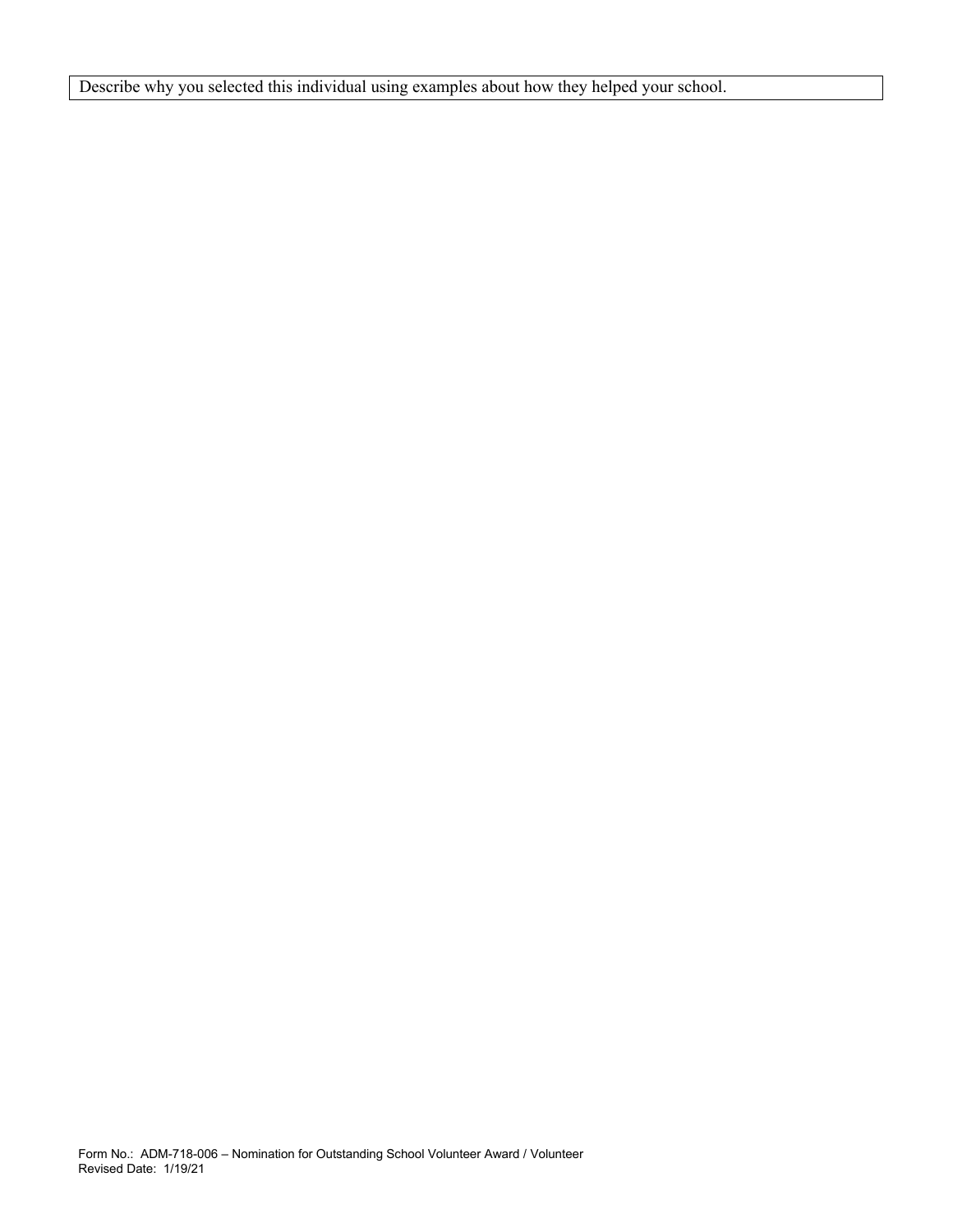Describe why you selected this individual using examples about how they helped your school.